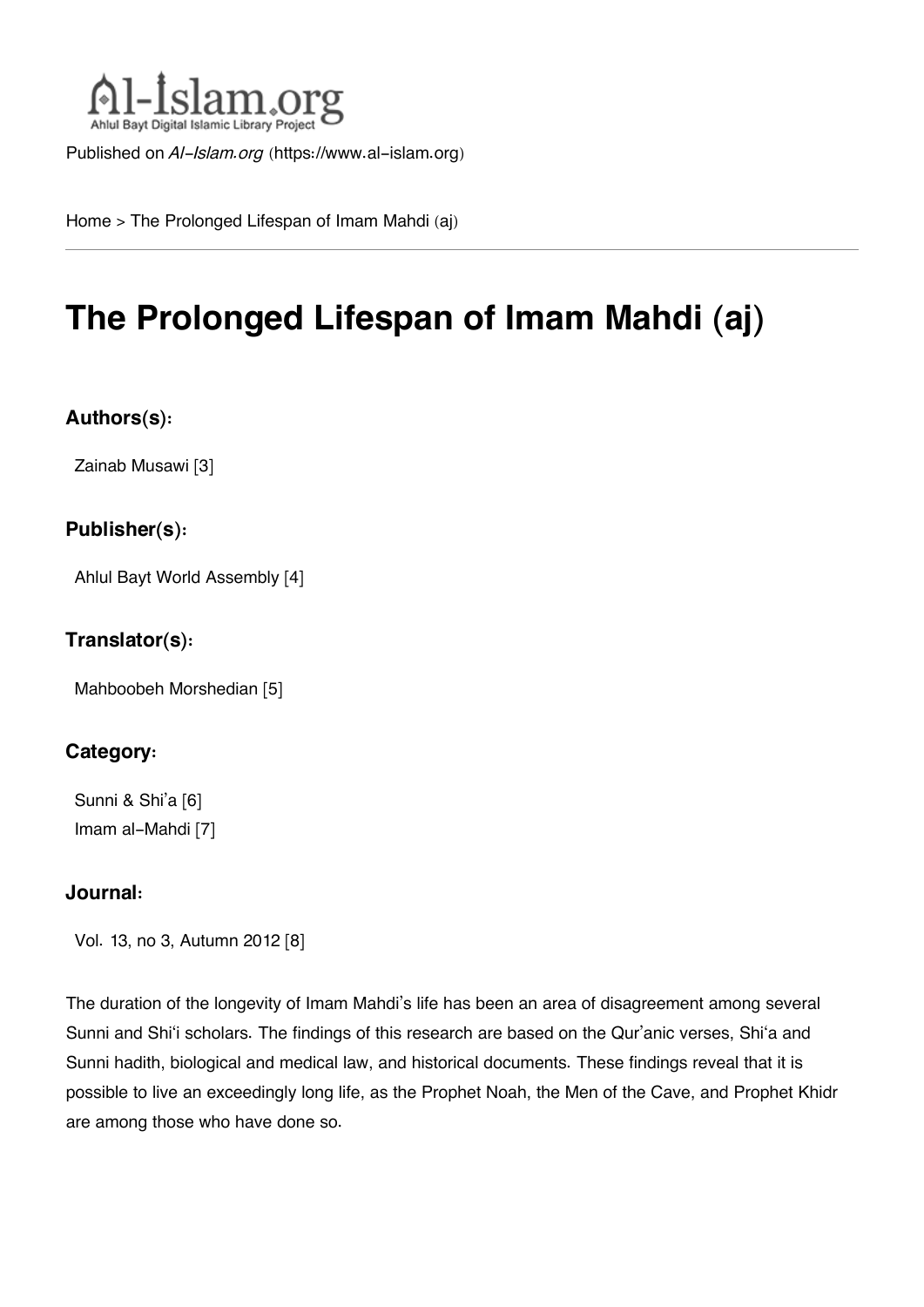Al-Islam.org
Ahlul Bayt Digital Islamic Library Project

Published on *Al-Islam.org* (https://www.al-islam.org)

Home > The Prolonged Lifespan of Imam Mahdi (aj)

# The Prolonged Lifespan of Imam Mahdi (aj)

### Authors(s):

Zainab Musawi [3]

### Publisher(s):

Ahlul Bayt World Assembly [4]

### Translator(s):

Mahboobeh Morshedian [5]

### Category:

Sunni & Shi'a [6]
Imam al-Mahdi [7]

### Journal:

Vol. 13, no 3, Autumn 2012 [8]

The duration of the longevity of Imam Mahdi's life has been an area of disagreement among several Sunni and Shi'i scholars. The findings of this research are based on the Qur'anic verses, Shi'a and Sunni hadith, biological and medical law, and historical documents. These findings reveal that it is possible to live an exceedingly long life, as the Prophet Noah, the Men of the Cave, and Prophet Khidr are among those who have done so.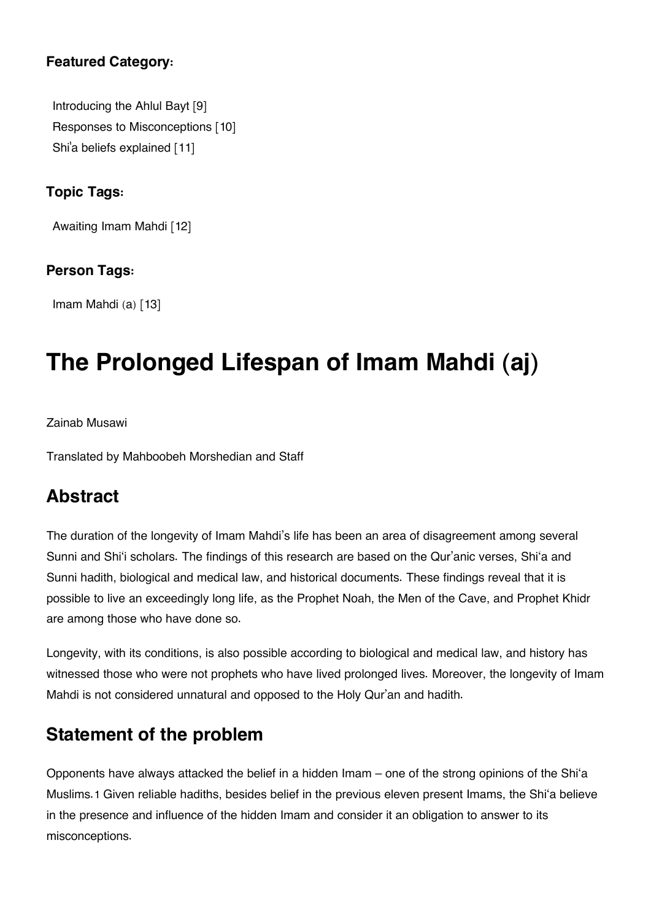**Featured Category:**

Introducing the Ahlul Bayt [9]
Responses to Misconceptions [10]
Shi'a beliefs explained [11]

**Topic Tags:**

Awaiting Imam Mahdi [12]

**Person Tags:**

Imam Mahdi (a) [13]

# The Prolonged Lifespan of Imam Mahdi (aj)

Zainab Musawi

Translated by Mahboobeh Morshedian and Staff

## Abstract

The duration of the longevity of Imam Mahdi's life has been an area of disagreement among several Sunni and Shi'i scholars. The findings of this research are based on the Qur'anic verses, Shi'a and Sunni hadith, biological and medical law, and historical documents. These findings reveal that it is possible to live an exceedingly long life, as the Prophet Noah, the Men of the Cave, and Prophet Khidr are among those who have done so.

Longevity, with its conditions, is also possible according to biological and medical law, and history has witnessed those who were not prophets who have lived prolonged lives. Moreover, the longevity of Imam Mahdi is not considered unnatural and opposed to the Holy Qur'an and hadith.

## Statement of the problem

Opponents have always attacked the belief in a hidden Imam – one of the strong opinions of the Shi'a Muslims.[1] Given reliable hadiths, besides belief in the previous eleven present Imams, the Shi'a believe in the presence and influence of the hidden Imam and consider it an obligation to answer to its misconceptions.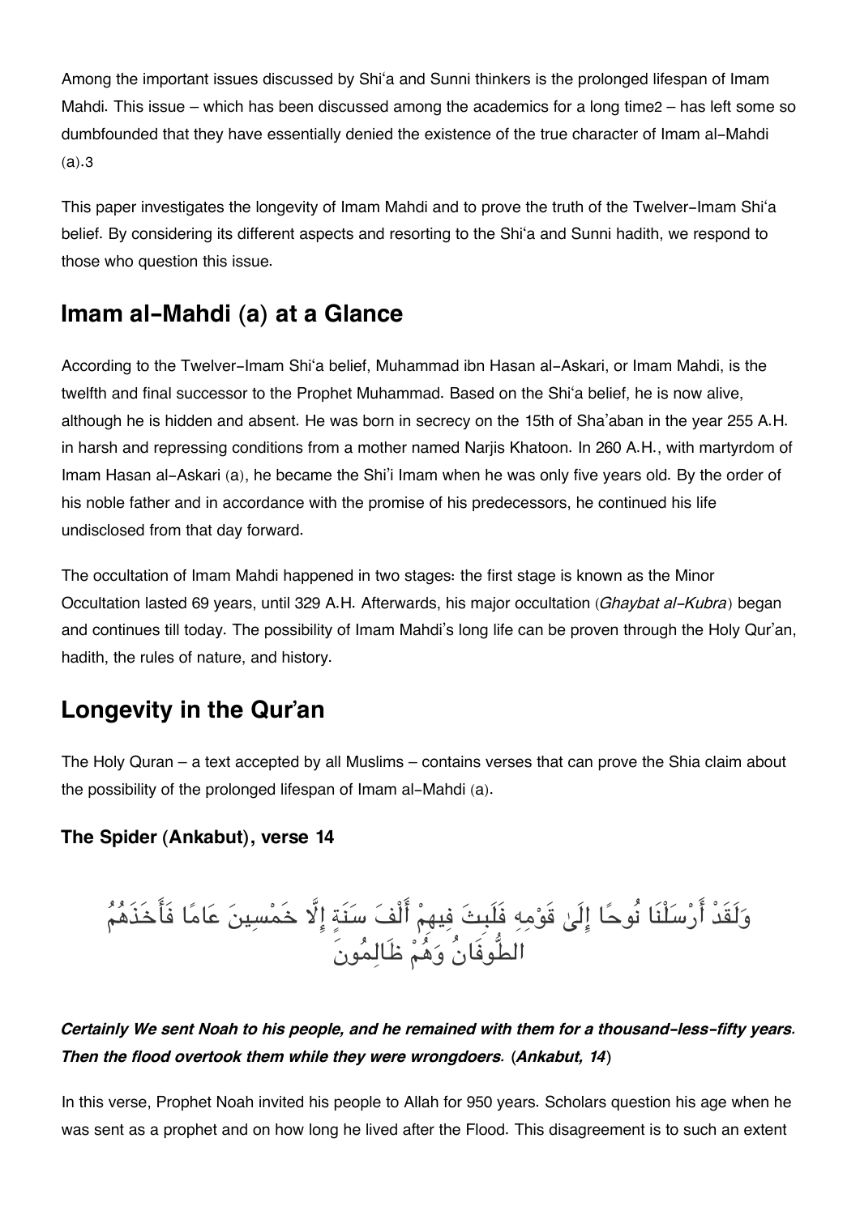Among the important issues discussed by Shi'a and Sunni thinkers is the prolonged lifespan of Imam Mahdi. This issue – which has been discussed among the academics for a long time[2] – has left some so dumbfounded that they have essentially denied the existence of the true character of Imam al-Mahdi (a).[3]

This paper investigates the longevity of Imam Mahdi and to prove the truth of the Twelver-Imam Shi'a belief. By considering its different aspects and resorting to the Shi'a and Sunni hadith, we respond to those who question this issue.

## Imam al-Mahdi (a) at a Glance

According to the Twelver-Imam Shi'a belief, Muhammad ibn Hasan al-Askari, or Imam Mahdi, is the twelfth and final successor to the Prophet Muhammad. Based on the Shi'a belief, he is now alive, although he is hidden and absent. He was born in secrecy on the 15th of Sha'aban in the year 255 A.H. in harsh and repressing conditions from a mother named Narjis Khatoon. In 260 A.H., with martyrdom of Imam Hasan al-Askari (a), he became the Shi'i Imam when he was only five years old. By the order of his noble father and in accordance with the promise of his predecessors, he continued his life undisclosed from that day forward.

The occultation of Imam Mahdi happened in two stages: the first stage is known as the Minor Occultation lasted 69 years, until 329 A.H. Afterwards, his major occultation (*Ghaybat al-Kubra*) began and continues till today. The possibility of Imam Mahdi's long life can be proven through the Holy Qur'an, hadith, the rules of nature, and history.

## Longevity in the Qur'an

The Holy Quran – a text accepted by all Muslims – contains verses that can prove the Shia claim about the possibility of the prolonged lifespan of Imam al-Mahdi (a).

### The Spider (Ankabut), verse 14

وَلَقَدْ أَرْسَلْنَا نُوحًا إِلَىٰ قَوْمِهِ فَلَبِثَ فِيهِمْ أَلْفَ سَنَةٍ إِلَّا خَمْسِينَ عَامًا فَأَخَذَهُمُ الطُّوفَانُ وَهُمْ ظَالِمُونَ

***Certainly We sent Noah to his people, and he remained with them for a thousand-less-fifty years. Then the flood overtook them while they were wrongdoers.* (*Ankabut, 14*)**

In this verse, Prophet Noah invited his people to Allah for 950 years. Scholars question his age when he was sent as a prophet and on how long he lived after the Flood. This disagreement is to such an extent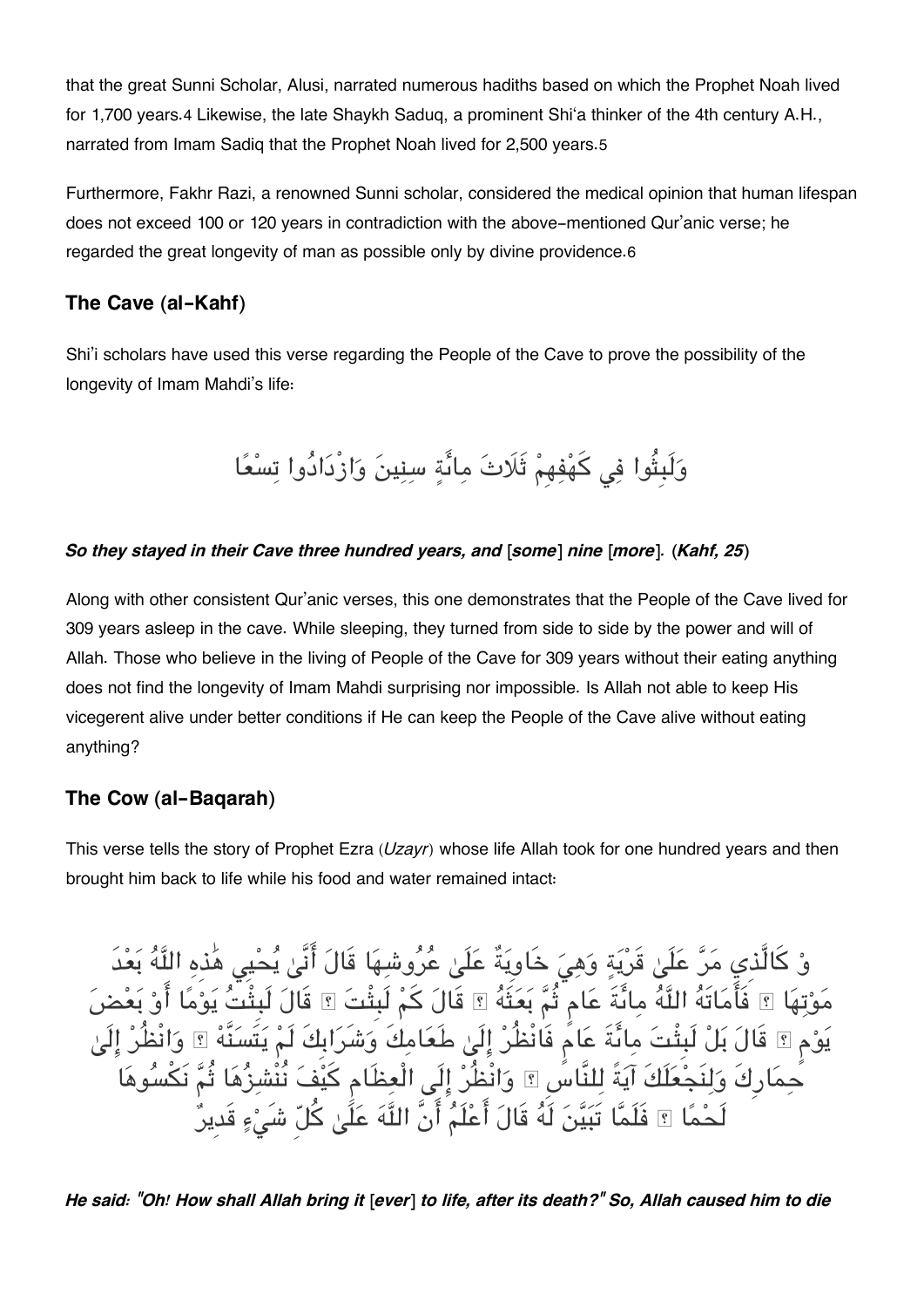that the great Sunni Scholar, Alusi, narrated numerous hadiths based on which the Prophet Noah lived for 1,700 years.4 Likewise, the late Shaykh Saduq, a prominent Shi'a thinker of the 4th century A.H., narrated from Imam Sadiq that the Prophet Noah lived for 2,500 years.5

Furthermore, Fakhr Razi, a renowned Sunni scholar, considered the medical opinion that human lifespan does not exceed 100 or 120 years in contradiction with the above-mentioned Qur'anic verse; he regarded the great longevity of man as possible only by divine providence.6

## The Cave (al-Kahf)

Shi'i scholars have used this verse regarding the People of the Cave to prove the possibility of the longevity of Imam Mahdi's life:

وَلَبِثُوا فِي كَهْفِهِمْ ثَلَاثَ مِائَةٍ سِنِينَ وَازْدَادُوا تِسْعًا

***So they stayed in their Cave three hundred years, and [some] nine [more]. (Kahf, 25)***

Along with other consistent Qur'anic verses, this one demonstrates that the People of the Cave lived for 309 years asleep in the cave. While sleeping, they turned from side to side by the power and will of Allah. Those who believe in the living of People of the Cave for 309 years without their eating anything does not find the longevity of Imam Mahdi surprising nor impossible. Is Allah not able to keep His vicegerent alive under better conditions if He can keep the People of the Cave alive without eating anything?

## The Cow (al-Baqarah)

This verse tells the story of Prophet Ezra (*Uzayr*) whose life Allah took for one hundred years and then brought him back to life while his food and water remained intact:

وْ كَالَّذِي مَرَّ عَلَىٰ قَرْيَةٍ وَهِيَ خَاوِيَةٌ عَلَىٰ عُرُوشِهَا قَالَ أَنَّىٰ يُحْيِي هَٰذِهِ اللَّهُ بَعْدَ مَوْتِهَا ۖ فَأَمَاتَهُ اللَّهُ مِائَةَ عَامٍ ثُمَّ بَعَثَهُ ۖ قَالَ كَمْ لَبِثْتَ ۖ قَالَ لَبِثْتُ يَوْمًا أَوْ بَعْضَ يَوْمٍ ۖ قَالَ بَلْ لَبِثْتَ مِائَةَ عَامٍ فَانْظُرْ إِلَىٰ طَعَامِكَ وَشَرَابِكَ لَمْ يَتَسَنَّهْ ۖ وَانْظُرْ إِلَىٰ حِمَارِكَ وَلِنَجْعَلَكَ آيَةً لِلنَّاسِ ۖ وَانْظُرْ إِلَى الْعِظَامِ كَيْفَ نُنْشِزُهَا ثُمَّ نَكْسُوهَا لَحْمًا ۚ فَلَمَّا تَبَيَّنَ لَهُ قَالَ أَعْلَمُ أَنَّ اللَّهَ عَلَىٰ كُلِّ شَيْءٍ قَدِيرٌ

***He said: "Oh! How shall Allah bring it [ever] to life, after its death?" So, Allah caused him to die***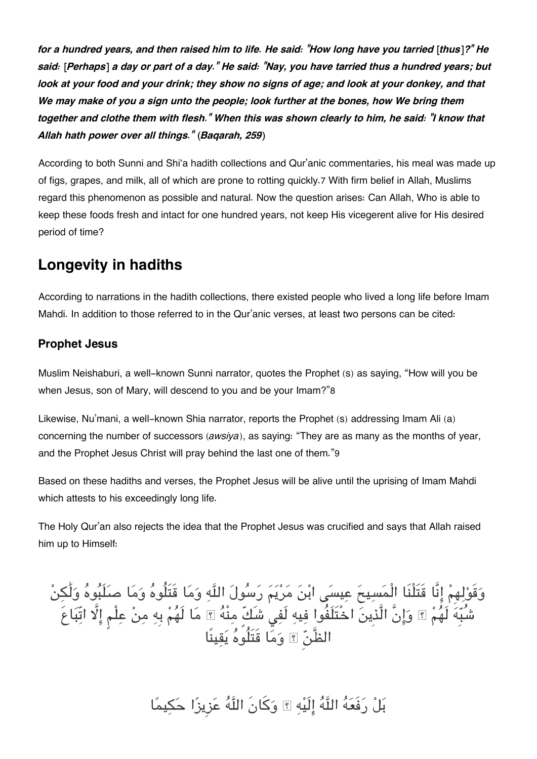***for a hundred years, and then raised him to life. He said: "How long have you tarried [thus]?" He said: [Perhaps] a day or part of a day." He said: "Nay, you have tarried thus a hundred years; but look at your food and your drink; they show no signs of age; and look at your donkey, and that We may make of you a sign unto the people; look further at the bones, how We bring them together and clothe them with flesh." When this was shown clearly to him, he said: "I know that Allah hath power over all things." (Baqarah, 259)***

According to both Sunni and Shi‘a hadith collections and Qur’anic commentaries, his meal was made up of figs, grapes, and milk, all of which are prone to rotting quickly.[7] With firm belief in Allah, Muslims regard this phenomenon as possible and natural. Now the question arises: Can Allah, Who is able to keep these foods fresh and intact for one hundred years, not keep His vicegerent alive for His desired period of time?

## Longevity in hadiths

According to narrations in the hadith collections, there existed people who lived a long life before Imam Mahdi. In addition to those referred to in the Qur’anic verses, at least two persons can be cited:

### Prophet Jesus

Muslim Neishaburi, a well-known Sunni narrator, quotes the Prophet (s) as saying, “How will you be when Jesus, son of Mary, will descend to you and be your Imam?”[8]

Likewise, Nu’mani, a well-known Shia narrator, reports the Prophet (s) addressing Imam Ali (a) concerning the number of successors (*awsiya*), as saying: “They are as many as the months of year, and the Prophet Jesus Christ will pray behind the last one of them.”[9]

Based on these hadiths and verses, the Prophet Jesus will be alive until the uprising of Imam Mahdi which attests to his exceedingly long life.

The Holy Qur’an also rejects the idea that the Prophet Jesus was crucified and says that Allah raised him up to Himself:

وَقَوْلِهِمْ إِنَّا قَتَلْنَا الْمَسِيحَ عِيسَى ابْنَ مَرْيَمَ رَسُولَ اللَّهِ وَمَا قَتَلُوهُ وَمَا صَلَبُوهُ وَلَٰكِنْ شُبِّهَ لَهُمْ ۚ وَإِنَّ الَّذِينَ اخْتَلَفُوا فِيهِ لَفِي شَكٍّ مِنْهُ ۚ مَا لَهُمْ بِهِ مِنْ عِلْمٍ إِلَّا اتِّبَاعَ الظَّنِّ ۚ وَمَا قَتَلُوهُ يَقِينًا

بَلْ رَفَعَهُ اللَّهُ إِلَيْهِ ۚ وَكَانَ اللَّهُ عَزِيزًا حَكِيمًا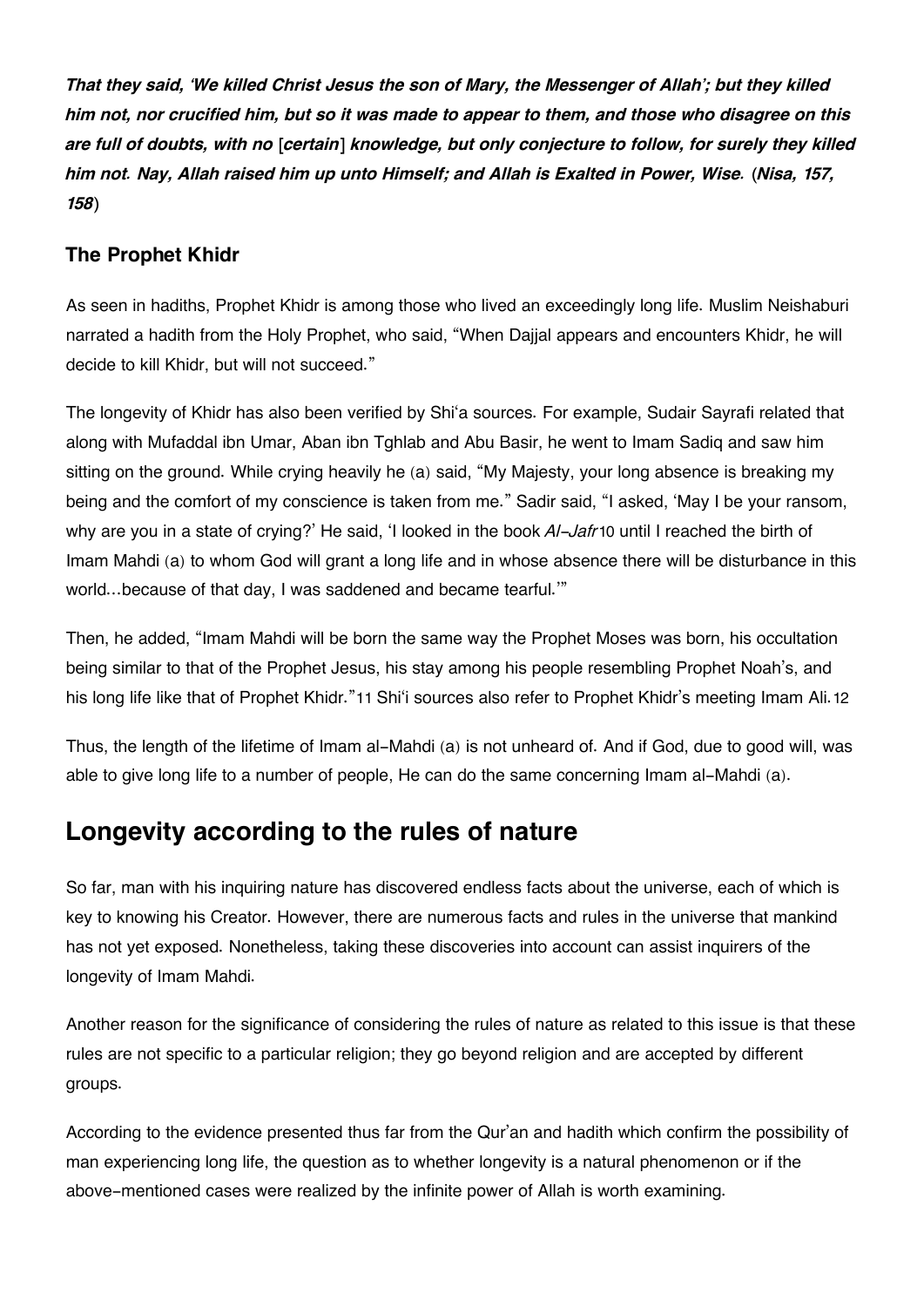***That they said, 'We killed Christ Jesus the son of Mary, the Messenger of Allah'; but they killed him not, nor crucified him, but so it was made to appear to them, and those who disagree on this are full of doubts, with no* [*certain*] *knowledge, but only conjecture to follow, for surely they killed him not. Nay, Allah raised him up unto Himself; and Allah is Exalted in Power, Wise.*** (***Nisa, 157, 158***)

### The Prophet Khidr

As seen in hadiths, Prophet Khidr is among those who lived an exceedingly long life. Muslim Neishaburi narrated a hadith from the Holy Prophet, who said, "When Dajjal appears and encounters Khidr, he will decide to kill Khidr, but will not succeed."

The longevity of Khidr has also been verified by Shi'a sources. For example, Sudair Sayrafi related that along with Mufaddal ibn Umar, Aban ibn Tghlab and Abu Basir, he went to Imam Sadiq and saw him sitting on the ground. While crying heavily he (a) said, "My Majesty, your long absence is breaking my being and the comfort of my conscience is taken from me." Sadir said, "I asked, 'May I be your ransom, why are you in a state of crying?' He said, 'I looked in the book *Al-Jafr*[10] until I reached the birth of Imam Mahdi (a) to whom God will grant a long life and in whose absence there will be disturbance in this world...because of that day, I was saddened and became tearful.'"

Then, he added, "Imam Mahdi will be born the same way the Prophet Moses was born, his occultation being similar to that of the Prophet Jesus, his stay among his people resembling Prophet Noah's, and his long life like that of Prophet Khidr."[11] Shi'i sources also refer to Prophet Khidr's meeting Imam Ali.[12]

Thus, the length of the lifetime of Imam al-Mahdi (a) is not unheard of. And if God, due to good will, was able to give long life to a number of people, He can do the same concerning Imam al-Mahdi (a).

## Longevity according to the rules of nature

So far, man with his inquiring nature has discovered endless facts about the universe, each of which is key to knowing his Creator. However, there are numerous facts and rules in the universe that mankind has not yet exposed. Nonetheless, taking these discoveries into account can assist inquirers of the longevity of Imam Mahdi.

Another reason for the significance of considering the rules of nature as related to this issue is that these rules are not specific to a particular religion; they go beyond religion and are accepted by different groups.

According to the evidence presented thus far from the Qur'an and hadith which confirm the possibility of man experiencing long life, the question as to whether longevity is a natural phenomenon or if the above-mentioned cases were realized by the infinite power of Allah is worth examining.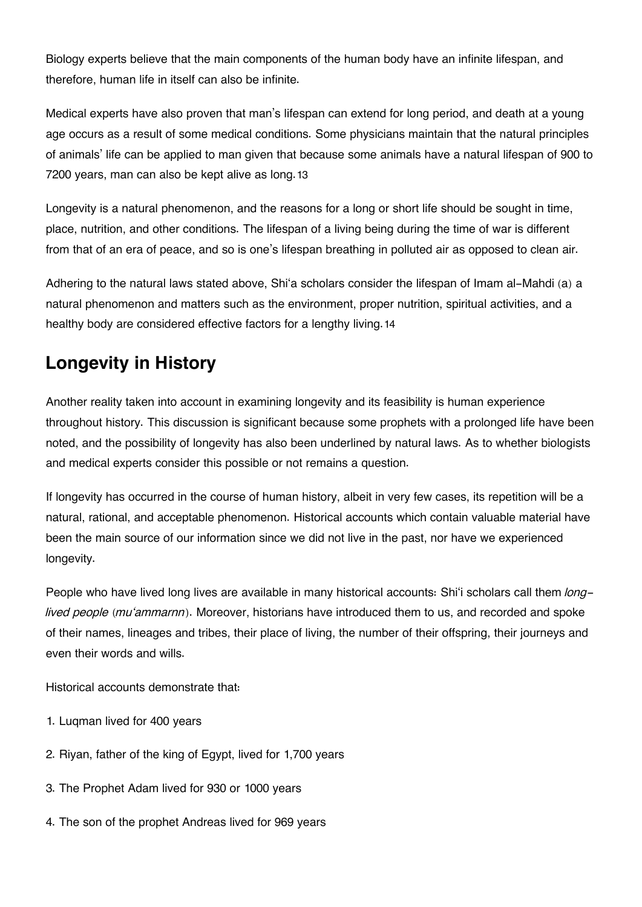Biology experts believe that the main components of the human body have an infinite lifespan, and therefore, human life in itself can also be infinite.

Medical experts have also proven that man's lifespan can extend for long period, and death at a young age occurs as a result of some medical conditions. Some physicians maintain that the natural principles of animals' life can be applied to man given that because some animals have a natural lifespan of 900 to 7200 years, man can also be kept alive as long.[13]

Longevity is a natural phenomenon, and the reasons for a long or short life should be sought in time, place, nutrition, and other conditions. The lifespan of a living being during the time of war is different from that of an era of peace, and so is one's lifespan breathing in polluted air as opposed to clean air.

Adhering to the natural laws stated above, Shi'a scholars consider the lifespan of Imam al-Mahdi (a) a natural phenomenon and matters such as the environment, proper nutrition, spiritual activities, and a healthy body are considered effective factors for a lengthy living.[14]

## Longevity in History

Another reality taken into account in examining longevity and its feasibility is human experience throughout history. This discussion is significant because some prophets with a prolonged life have been noted, and the possibility of longevity has also been underlined by natural laws. As to whether biologists and medical experts consider this possible or not remains a question.

If longevity has occurred in the course of human history, albeit in very few cases, its repetition will be a natural, rational, and acceptable phenomenon. Historical accounts which contain valuable material have been the main source of our information since we did not live in the past, nor have we experienced longevity.

People who have lived long lives are available in many historical accounts: Shi'i scholars call them *long-lived people* (*mu'ammarnn*). Moreover, historians have introduced them to us, and recorded and spoke of their names, lineages and tribes, their place of living, the number of their offspring, their journeys and even their words and wills.

Historical accounts demonstrate that:

1. Luqman lived for 400 years
2. Riyan, father of the king of Egypt, lived for 1,700 years
3. The Prophet Adam lived for 930 or 1000 years
4. The son of the prophet Andreas lived for 969 years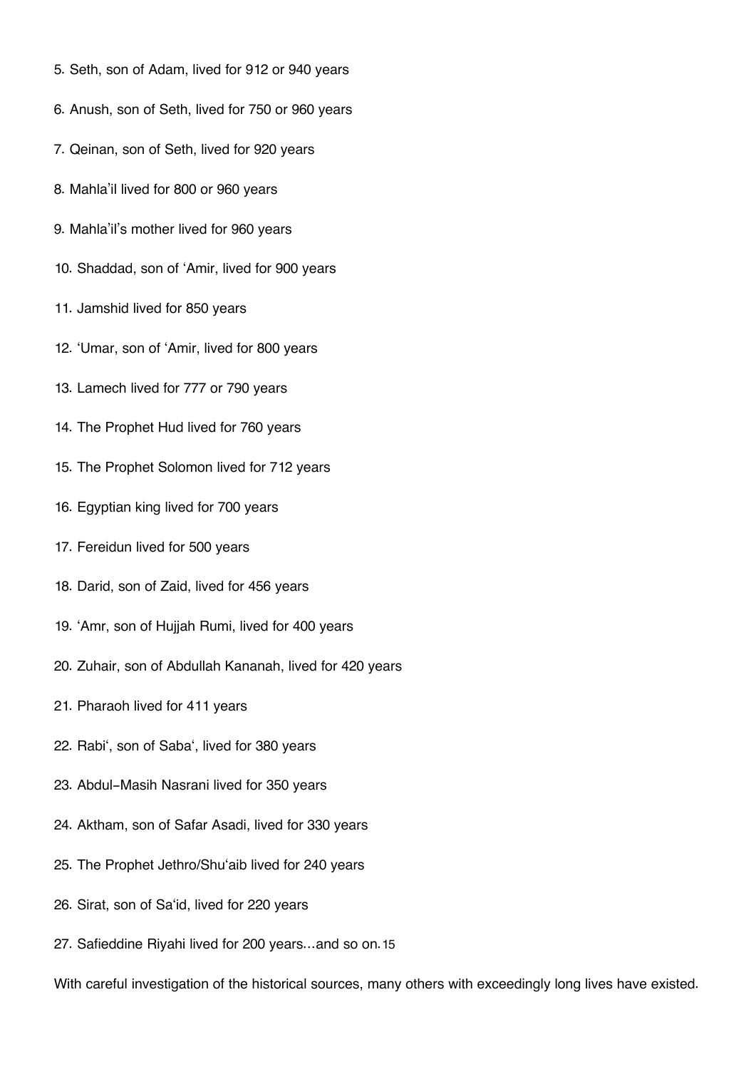5. Seth, son of Adam, lived for 912 or 940 years
6. Anush, son of Seth, lived for 750 or 960 years
7. Qeinan, son of Seth, lived for 920 years
8. Mahla'il lived for 800 or 960 years
9. Mahla'il's mother lived for 960 years
10. Shaddad, son of 'Amir, lived for 900 years
11. Jamshid lived for 850 years
12. 'Umar, son of 'Amir, lived for 800 years
13. Lamech lived for 777 or 790 years
14. The Prophet Hud lived for 760 years
15. The Prophet Solomon lived for 712 years
16. Egyptian king lived for 700 years
17. Fereidun lived for 500 years
18. Darid, son of Zaid, lived for 456 years
19. 'Amr, son of Hujjah Rumi, lived for 400 years
20. Zuhair, son of Abdullah Kananah, lived for 420 years
21. Pharaoh lived for 411 years
22. Rabi', son of Saba', lived for 380 years
23. Abdul-Masih Nasrani lived for 350 years
24. Aktham, son of Safar Asadi, lived for 330 years
25. The Prophet Jethro/Shu'aib lived for 240 years
26. Sirat, son of Sa'id, lived for 220 years
27. Safieddine Riyahi lived for 200 years…and so on.[15]

With careful investigation of the historical sources, many others with exceedingly long lives have existed.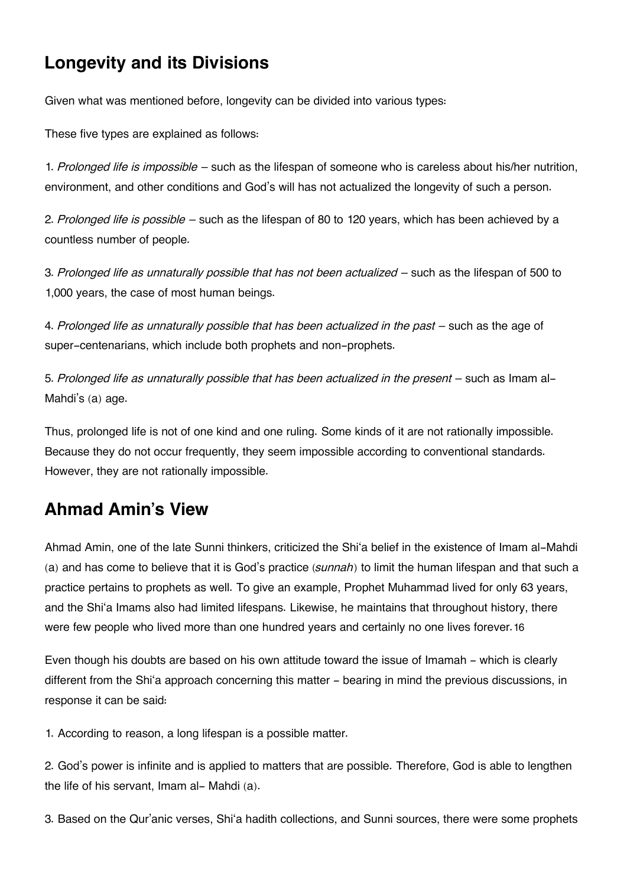## Longevity and its Divisions

Given what was mentioned before, longevity can be divided into various types:

These five types are explained as follows:

1. *Prolonged life is impossible* – such as the lifespan of someone who is careless about his/her nutrition, environment, and other conditions and God's will has not actualized the longevity of such a person.

2. *Prolonged life is possible* – such as the lifespan of 80 to 120 years, which has been achieved by a countless number of people.

3. *Prolonged life as unnaturally possible that has not been actualized* – such as the lifespan of 500 to 1,000 years, the case of most human beings.

4. *Prolonged life as unnaturally possible that has been actualized in the past* – such as the age of super-centenarians, which include both prophets and non-prophets.

5. *Prolonged life as unnaturally possible that has been actualized in the present* – such as Imam al-Mahdi's (a) age.

Thus, prolonged life is not of one kind and one ruling. Some kinds of it are not rationally impossible. Because they do not occur frequently, they seem impossible according to conventional standards. However, they are not rationally impossible.

## Ahmad Amin's View

Ahmad Amin, one of the late Sunni thinkers, criticized the Shi'a belief in the existence of Imam al-Mahdi (a) and has come to believe that it is God's practice (*sunnah*) to limit the human lifespan and that such a practice pertains to prophets as well. To give an example, Prophet Muhammad lived for only 63 years, and the Shi'a Imams also had limited lifespans. Likewise, he maintains that throughout history, there were few people who lived more than one hundred years and certainly no one lives forever.[16]

Even though his doubts are based on his own attitude toward the issue of Imamah - which is clearly different from the Shi'a approach concerning this matter - bearing in mind the previous discussions, in response it can be said:

1. According to reason, a long lifespan is a possible matter.

2. God's power is infinite and is applied to matters that are possible. Therefore, God is able to lengthen the life of his servant, Imam al- Mahdi (a).

3. Based on the Qur'anic verses, Shi'a hadith collections, and Sunni sources, there were some prophets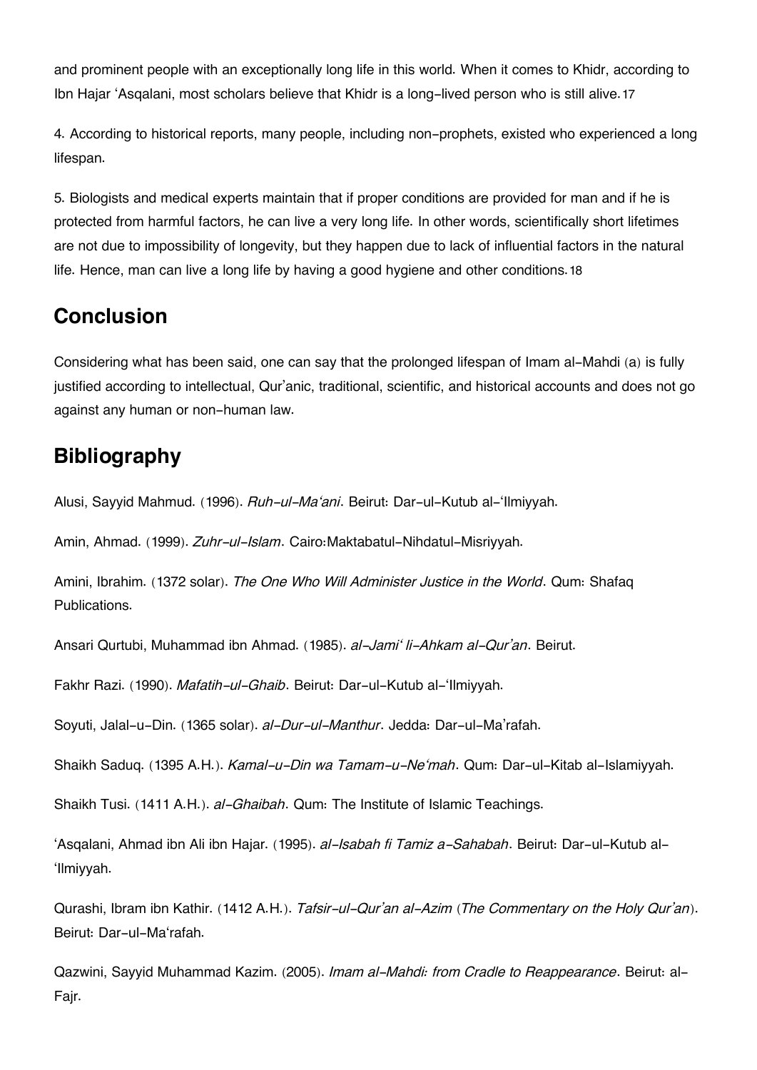and prominent people with an exceptionally long life in this world. When it comes to Khidr, according to Ibn Hajar 'Asqalani, most scholars believe that Khidr is a long-lived person who is still alive.[17]

4. According to historical reports, many people, including non-prophets, existed who experienced a long lifespan.

5. Biologists and medical experts maintain that if proper conditions are provided for man and if he is protected from harmful factors, he can live a very long life. In other words, scientifically short lifetimes are not due to impossibility of longevity, but they happen due to lack of influential factors in the natural life. Hence, man can live a long life by having a good hygiene and other conditions.[18]

## Conclusion

Considering what has been said, one can say that the prolonged lifespan of Imam al-Mahdi (a) is fully justified according to intellectual, Qur'anic, traditional, scientific, and historical accounts and does not go against any human or non-human law.

## Bibliography

Alusi, Sayyid Mahmud. (1996). *Ruh-ul-Ma'ani*. Beirut: Dar-ul-Kutub al-'Ilmiyyah.

Amin, Ahmad. (1999). *Zuhr-ul-Islam*. Cairo:Maktabatul-Nihdatul-Misriyyah.

Amini, Ibrahim. (1372 solar). *The One Who Will Administer Justice in the World*. Qum: Shafaq Publications.

Ansari Qurtubi, Muhammad ibn Ahmad. (1985). *al-Jami' li-Ahkam al-Qur'an*. Beirut.

Fakhr Razi. (1990). *Mafatih-ul-Ghaib*. Beirut: Dar-ul-Kutub al-'Ilmiyyah.

Soyuti, Jalal-u-Din. (1365 solar). *al-Dur-ul-Manthur*. Jedda: Dar-ul-Ma'rafah.

Shaikh Saduq. (1395 A.H.). *Kamal-u-Din wa Tamam-u-Ne'mah*. Qum: Dar-ul-Kitab al-Islamiyyah.

Shaikh Tusi. (1411 A.H.). *al-Ghaibah*. Qum: The Institute of Islamic Teachings.

'Asqalani, Ahmad ibn Ali ibn Hajar. (1995). *al-Isabah fi Tamiz a-Sahabah*. Beirut: Dar-ul-Kutub al-'Ilmiyyah.

Qurashi, Ibram ibn Kathir. (1412 A.H.). *Tafsir-ul-Qur'an al-Azim* (*The Commentary on the Holy Qur'an*). Beirut: Dar-ul-Ma'rafah.

Qazwini, Sayyid Muhammad Kazim. (2005). *Imam al-Mahdi: from Cradle to Reappearance*. Beirut: al-Fajr.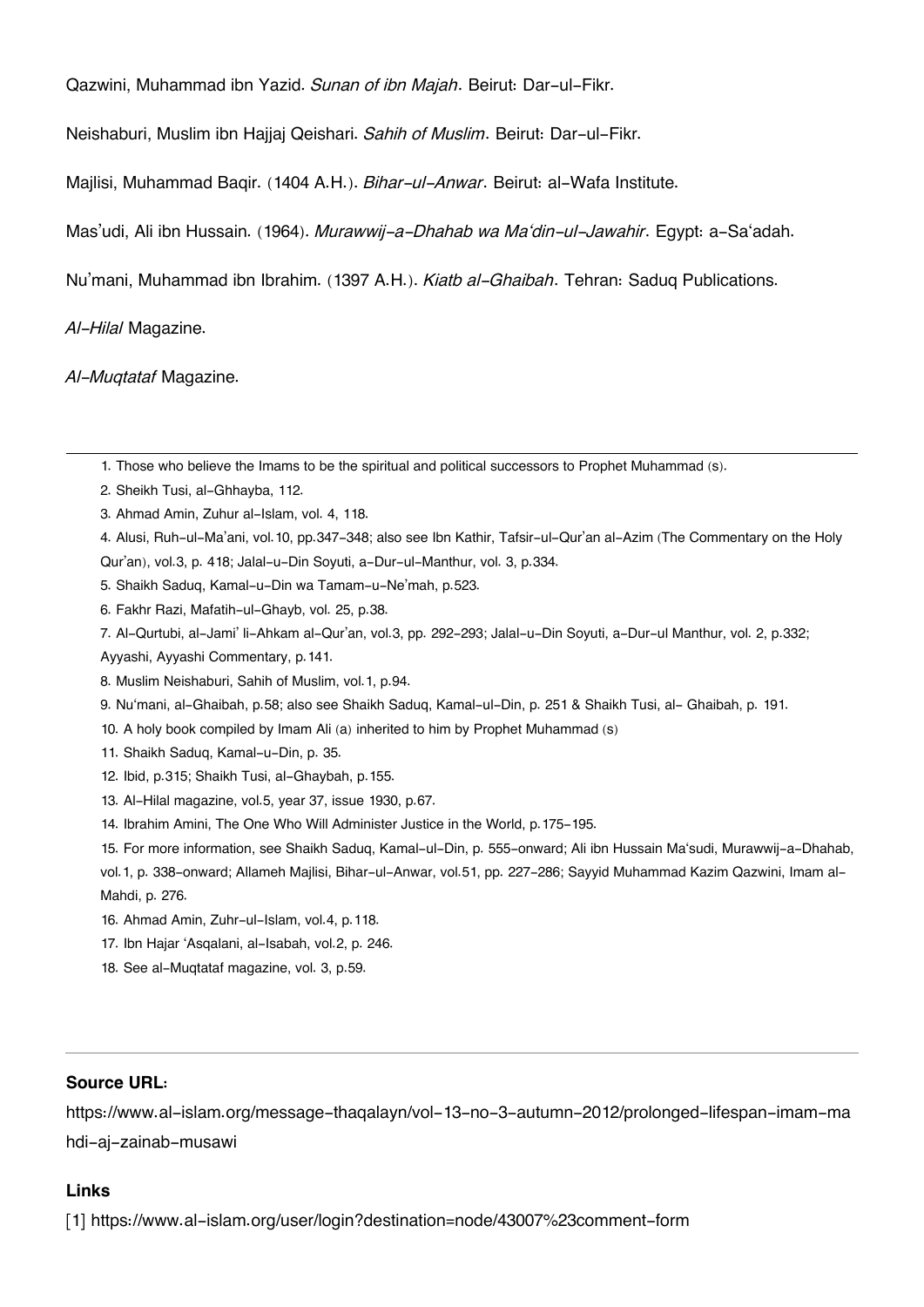Qazwini, Muhammad ibn Yazid. *Sunan of ibn Majah*. Beirut: Dar-ul-Fikr.

Neishaburi, Muslim ibn Hajjaj Qeishari. *Sahih of Muslim*. Beirut: Dar-ul-Fikr.

Majlisi, Muhammad Baqir. (1404 A.H.). *Bihar-ul-Anwar*. Beirut: al-Wafa Institute.

Mas'udi, Ali ibn Hussain. (1964). *Murawwij-a-Dhahab wa Ma'din-ul-Jawahir*. Egypt: a-Sa'adah.

Nu'mani, Muhammad ibn Ibrahim. (1397 A.H.). *Kiatb al-Ghaibah*. Tehran: Saduq Publications.

*Al-Hilal* Magazine.

*Al-Muqtataf* Magazine.

---

1. Those who believe the Imams to be the spiritual and political successors to Prophet Muhammad (s).
2. Sheikh Tusi, al-Ghhayba, 112.
3. Ahmad Amin, Zuhur al-Islam, vol. 4, 118.
4. Alusi, Ruh-ul-Ma'ani, vol.10, pp.347-348; also see Ibn Kathir, Tafsir-ul-Qur'an al-Azim (The Commentary on the Holy Qur'an), vol.3, p. 418; Jalal-u-Din Soyuti, a-Dur-ul-Manthur, vol. 3, p.334.
5. Shaikh Saduq, Kamal-u-Din wa Tamam-u-Ne'mah, p.523.
6. Fakhr Razi, Mafatih-ul-Ghayb, vol. 25, p.38.
7. Al-Qurtubi, al-Jami' li-Ahkam al-Qur'an, vol.3, pp. 292-293; Jalal-u-Din Soyuti, a-Dur-ul Manthur, vol. 2, p.332; Ayyashi, Ayyashi Commentary, p.141.
8. Muslim Neishaburi, Sahih of Muslim, vol.1, p.94.
9. Nu'mani, al-Ghaibah, p.58; also see Shaikh Saduq, Kamal-ul-Din, p. 251 & Shaikh Tusi, al- Ghaibah, p. 191.
10. A holy book compiled by Imam Ali (a) inherited to him by Prophet Muhammad (s)
11. Shaikh Saduq, Kamal-u-Din, p. 35.
12. Ibid, p.315; Shaikh Tusi, al-Ghaybah, p.155.
13. Al-Hilal magazine, vol.5, year 37, issue 1930, p.67.
14. Ibrahim Amini, The One Who Will Administer Justice in the World, p.175-195.
15. For more information, see Shaikh Saduq, Kamal-ul-Din, p. 555-onward; Ali ibn Hussain Ma'sudi, Murawwij-a-Dhahab, vol.1, p. 338-onward; Allameh Majlisi, Bihar-ul-Anwar, vol.51, pp. 227-286; Sayyid Muhammad Kazim Qazwini, Imam al-Mahdi, p. 276.
16. Ahmad Amin, Zuhr-ul-Islam, vol.4, p.118.
17. Ibn Hajar 'Asqalani, al-Isabah, vol.2, p. 246.
18. See al-Muqtataf magazine, vol. 3, p.59.

---

**Source URL:**

https://www.al-islam.org/message-thaqalayn/vol-13-no-3-autumn-2012/prolonged-lifespan-imam-mahdi-aj-zainab-musawi

**Links**

[1] https://www.al-islam.org/user/login?destination=node/43007%23comment-form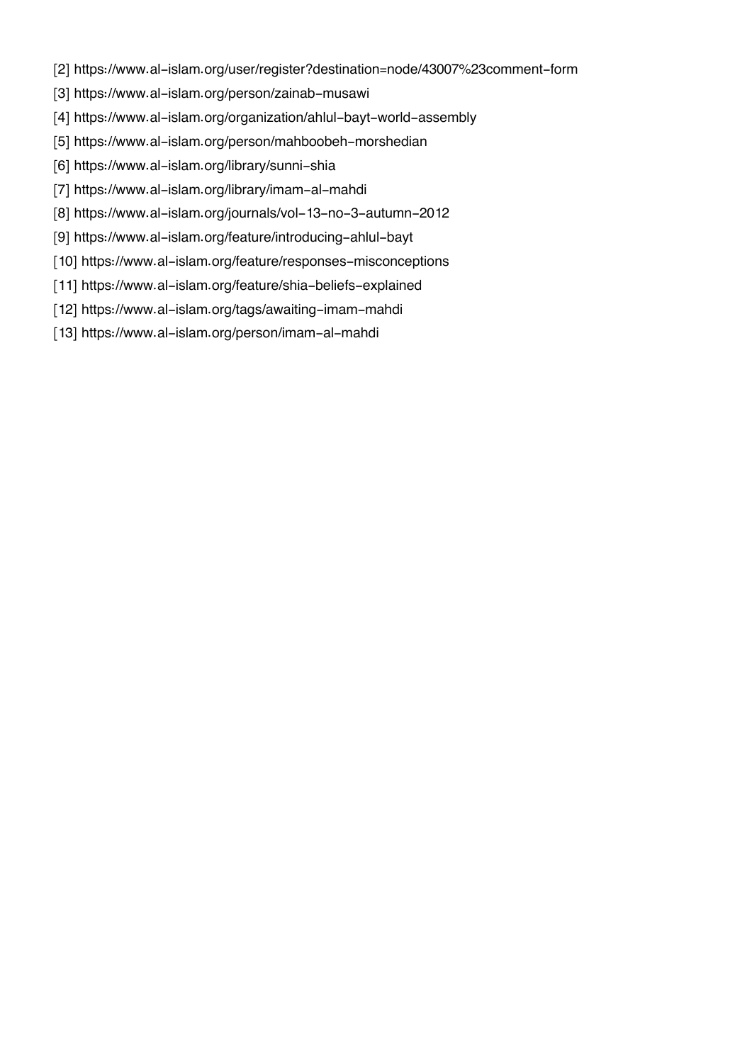[2] https://www.al-islam.org/user/register?destination=node/43007%23comment-form

[3] https://www.al-islam.org/person/zainab-musawi

[4] https://www.al-islam.org/organization/ahlul-bayt-world-assembly

[5] https://www.al-islam.org/person/mahboobeh-morshedian

[6] https://www.al-islam.org/library/sunni-shia

[7] https://www.al-islam.org/library/imam-al-mahdi

[8] https://www.al-islam.org/journals/vol-13-no-3-autumn-2012

[9] https://www.al-islam.org/feature/introducing-ahlul-bayt

[10] https://www.al-islam.org/feature/responses-misconceptions

[11] https://www.al-islam.org/feature/shia-beliefs-explained

[12] https://www.al-islam.org/tags/awaiting-imam-mahdi

[13] https://www.al-islam.org/person/imam-al-mahdi